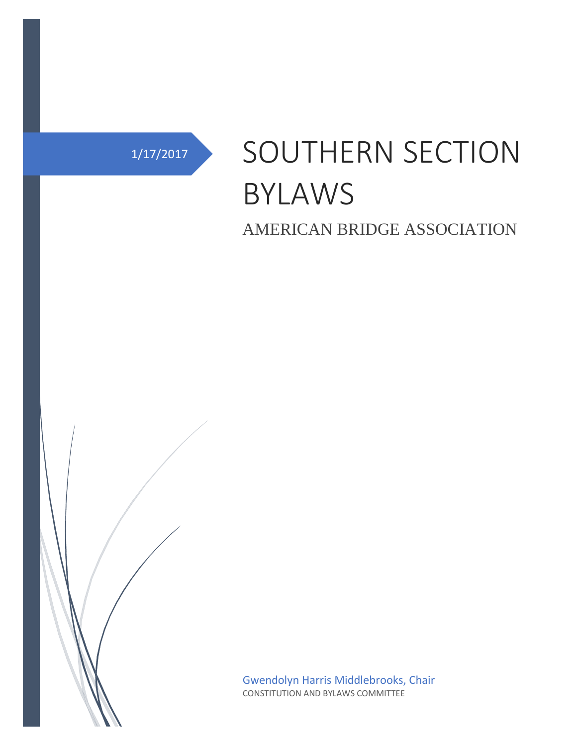1/17/2017

# SOUTHERN SECTION BYLAWS

## AMERICAN BRIDGE ASSOCIATION

Gwendolyn Harris Middlebrooks, Chair

CONSTITUTION AND BYLAWS COMMITTEE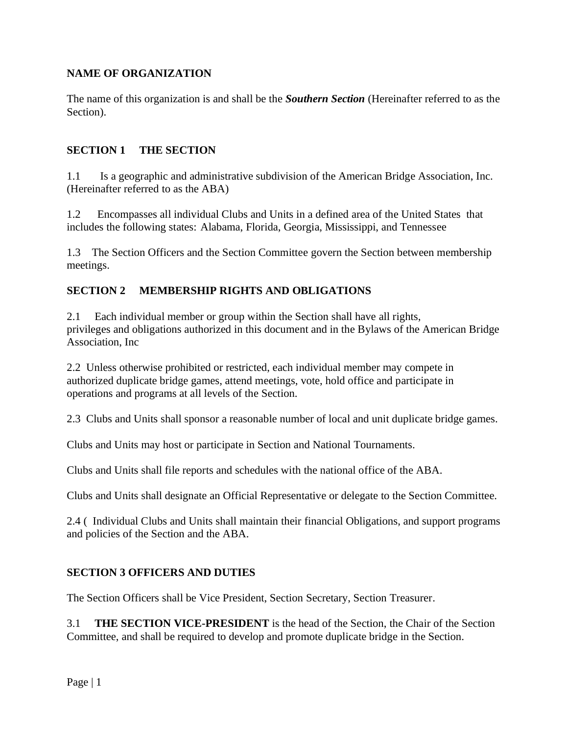## NAME OF ORGANIZATION

The name of this organization is and shall be the ***Southern Section*** (Hereinafter referred to as the Section).

## SECTION 1 THE SECTION

1.1 Is a geographic and administrative subdivision of the American Bridge Association, Inc. (Hereinafter referred to as the ABA)

1.2 Encompasses all individual Clubs and Units in a defined area of the United States that includes the following states: Alabama, Florida, Georgia, Mississippi, and Tennessee

1.3 The Section Officers and the Section Committee govern the Section between membership meetings.

## SECTION 2 MEMBERSHIP RIGHTS AND OBLIGATIONS

2.1 Each individual member or group within the Section shall have all rights, privileges and obligations authorized in this document and in the Bylaws of the American Bridge Association, Inc

2.2 Unless otherwise prohibited or restricted, each individual member may compete in authorized duplicate bridge games, attend meetings, vote, hold office and participate in operations and programs at all levels of the Section.

2.3 Clubs and Units shall sponsor a reasonable number of local and unit duplicate bridge games.

Clubs and Units may host or participate in Section and National Tournaments.

Clubs and Units shall file reports and schedules with the national office of the ABA.

Clubs and Units shall designate an Official Representative or delegate to the Section Committee.

2.4 ( Individual Clubs and Units shall maintain their financial Obligations, and support programs and policies of the Section and the ABA.

## SECTION 3 OFFICERS AND DUTIES

The Section Officers shall be Vice President, Section Secretary, Section Treasurer.

3.1 **THE SECTION VICE-PRESIDENT** is the head of the Section, the Chair of the Section Committee, and shall be required to develop and promote duplicate bridge in the Section.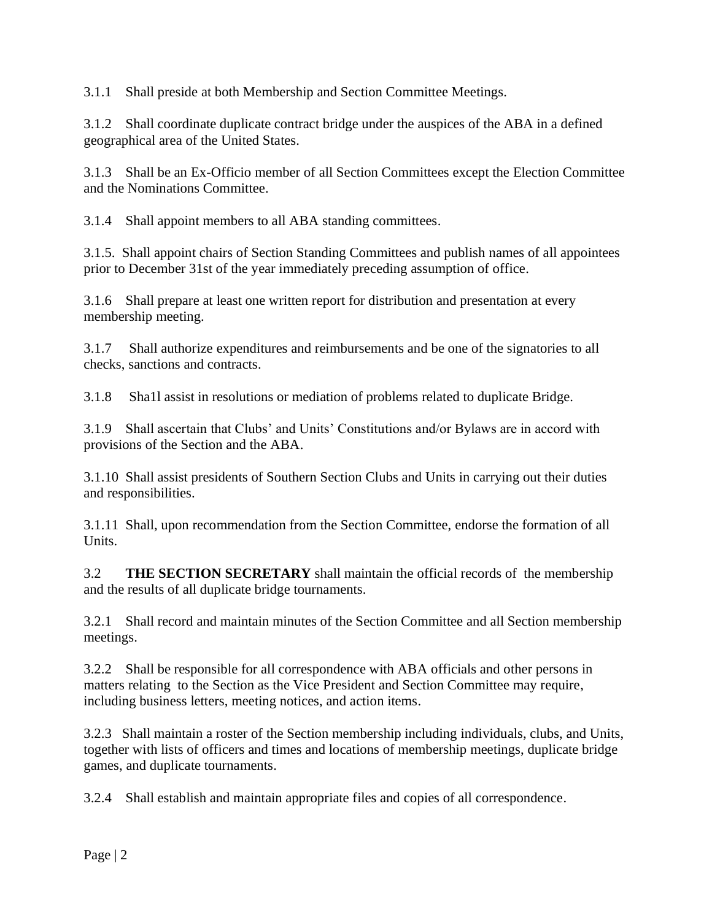3.1.1 Shall preside at both Membership and Section Committee Meetings.

3.1.2 Shall coordinate duplicate contract bridge under the auspices of the ABA in a defined geographical area of the United States.

3.1.3 Shall be an Ex-Officio member of all Section Committees except the Election Committee and the Nominations Committee.

3.1.4 Shall appoint members to all ABA standing committees.

3.1.5. Shall appoint chairs of Section Standing Committees and publish names of all appointees prior to December 31st of the year immediately preceding assumption of office.

3.1.6 Shall prepare at least one written report for distribution and presentation at every membership meeting.

3.1.7 Shall authorize expenditures and reimbursements and be one of the signatories to all checks, sanctions and contracts.

3.1.8 Sha1l assist in resolutions or mediation of problems related to duplicate Bridge.

3.1.9 Shall ascertain that Clubs' and Units' Constitutions and/or Bylaws are in accord with provisions of the Section and the ABA.

3.1.10 Shall assist presidents of Southern Section Clubs and Units in carrying out their duties and responsibilities.

3.1.11 Shall, upon recommendation from the Section Committee, endorse the formation of all Units.

3.2 **THE SECTION SECRETARY** shall maintain the official records of the membership and the results of all duplicate bridge tournaments.

3.2.1 Shall record and maintain minutes of the Section Committee and all Section membership meetings.

3.2.2 Shall be responsible for all correspondence with ABA officials and other persons in matters relating to the Section as the Vice President and Section Committee may require, including business letters, meeting notices, and action items.

3.2.3 Shall maintain a roster of the Section membership including individuals, clubs, and Units, together with lists of officers and times and locations of membership meetings, duplicate bridge games, and duplicate tournaments.

3.2.4 Shall establish and maintain appropriate files and copies of all correspondence.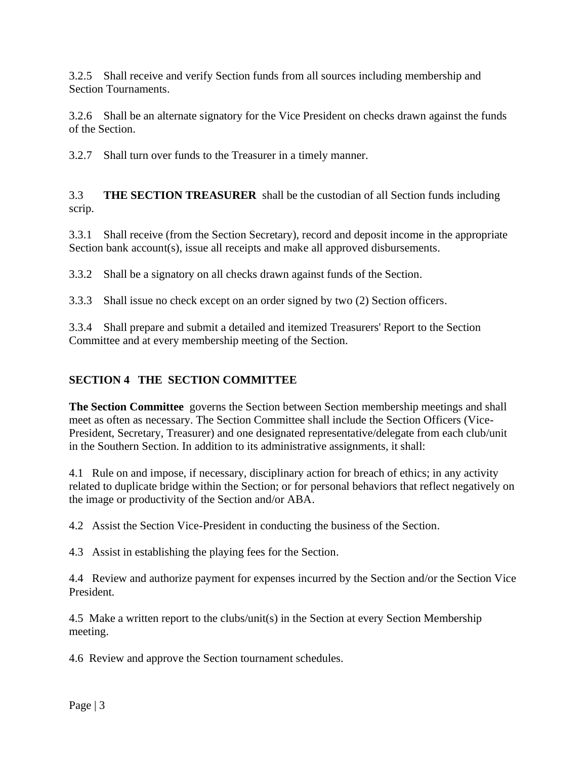3.2.5 Shall receive and verify Section funds from all sources including membership and Section Tournaments.

3.2.6 Shall be an alternate signatory for the Vice President on checks drawn against the funds of the Section.

3.2.7 Shall turn over funds to the Treasurer in a timely manner.

3.3 **THE SECTION TREASURER** shall be the custodian of all Section funds including scrip.

3.3.1 Shall receive (from the Section Secretary), record and deposit income in the appropriate Section bank account(s), issue all receipts and make all approved disbursements.

3.3.2 Shall be a signatory on all checks drawn against funds of the Section.

3.3.3 Shall issue no check except on an order signed by two (2) Section officers.

3.3.4 Shall prepare and submit a detailed and itemized Treasurers' Report to the Section Committee and at every membership meeting of the Section.

## SECTION 4 THE SECTION COMMITTEE

**The Section Committee** governs the Section between Section membership meetings and shall meet as often as necessary. The Section Committee shall include the Section Officers (Vice-President, Secretary, Treasurer) and one designated representative/delegate from each club/unit in the Southern Section. In addition to its administrative assignments, it shall:

4.1 Rule on and impose, if necessary, disciplinary action for breach of ethics; in any activity related to duplicate bridge within the Section; or for personal behaviors that reflect negatively on the image or productivity of the Section and/or ABA.

4.2 Assist the Section Vice-President in conducting the business of the Section.

4.3 Assist in establishing the playing fees for the Section.

4.4 Review and authorize payment for expenses incurred by the Section and/or the Section Vice President.

4.5 Make a written report to the clubs/unit(s) in the Section at every Section Membership meeting.

4.6 Review and approve the Section tournament schedules.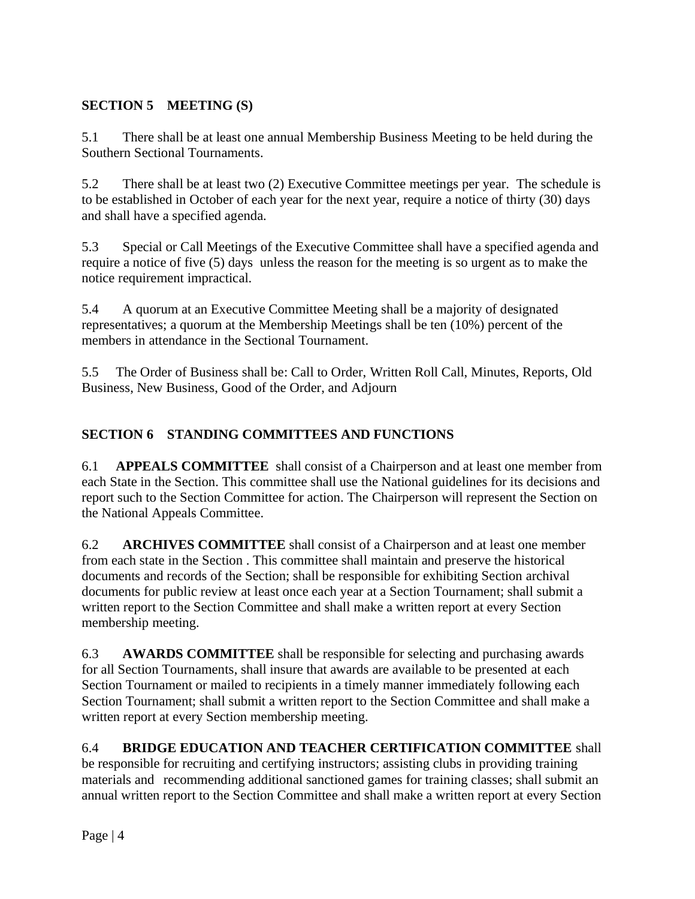## SECTION 5 MEETING (S)

5.1 There shall be at least one annual Membership Business Meeting to be held during the Southern Sectional Tournaments.

5.2 There shall be at least two (2) Executive Committee meetings per year. The schedule is to be established in October of each year for the next year, require a notice of thirty (30) days and shall have a specified agenda.

5.3 Special or Call Meetings of the Executive Committee shall have a specified agenda and require a notice of five (5) days unless the reason for the meeting is so urgent as to make the notice requirement impractical.

5.4 A quorum at an Executive Committee Meeting shall be a majority of designated representatives; a quorum at the Membership Meetings shall be ten (10%) percent of the members in attendance in the Sectional Tournament.

5.5 The Order of Business shall be: Call to Order, Written Roll Call, Minutes, Reports, Old Business, New Business, Good of the Order, and Adjourn

## SECTION 6 STANDING COMMITTEES AND FUNCTIONS

6.1 **APPEALS COMMITTEE** shall consist of a Chairperson and at least one member from each State in the Section. This committee shall use the National guidelines for its decisions and report such to the Section Committee for action. The Chairperson will represent the Section on the National Appeals Committee.

6.2 **ARCHIVES COMMITTEE** shall consist of a Chairperson and at least one member from each state in the Section . This committee shall maintain and preserve the historical documents and records of the Section; shall be responsible for exhibiting Section archival documents for public review at least once each year at a Section Tournament; shall submit a written report to the Section Committee and shall make a written report at every Section membership meeting.

6.3 **AWARDS COMMITTEE** shall be responsible for selecting and purchasing awards for all Section Tournaments, shall insure that awards are available to be presented at each Section Tournament or mailed to recipients in a timely manner immediately following each Section Tournament; shall submit a written report to the Section Committee and shall make a written report at every Section membership meeting.

6.4 **BRIDGE EDUCATION AND TEACHER CERTIFICATION COMMITTEE** shall be responsible for recruiting and certifying instructors; assisting clubs in providing training materials and recommending additional sanctioned games for training classes; shall submit an annual written report to the Section Committee and shall make a written report at every Section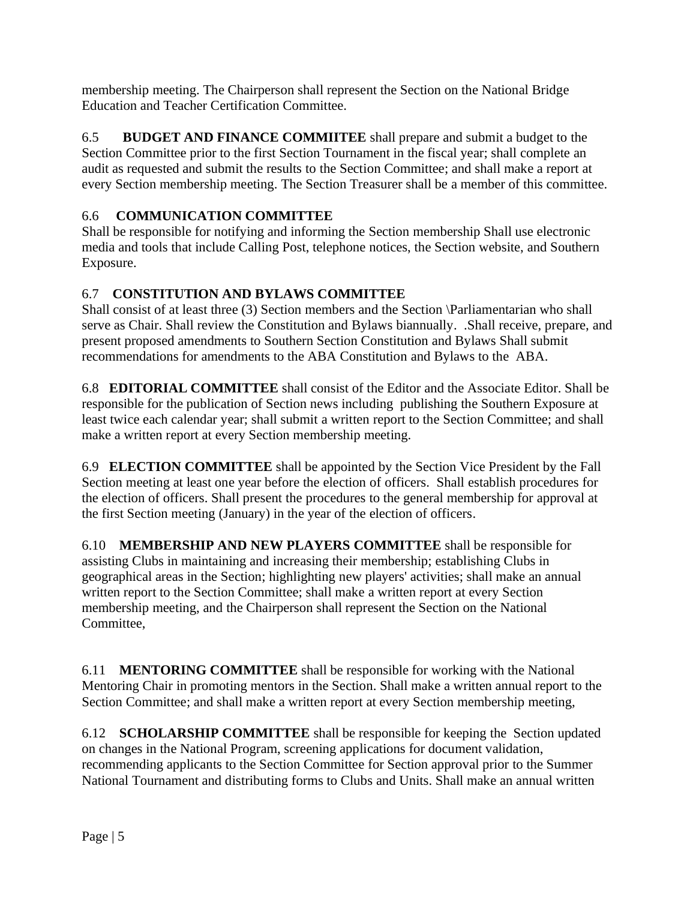membership meeting. The Chairperson shall represent the Section on the National Bridge Education and Teacher Certification Committee.

6.5 **BUDGET AND FINANCE COMMIITEE** shall prepare and submit a budget to the Section Committee prior to the first Section Tournament in the fiscal year; shall complete an audit as requested and submit the results to the Section Committee; and shall make a report at every Section membership meeting. The Section Treasurer shall be a member of this committee.

6.6 **COMMUNICATION COMMITTEE**
Shall be responsible for notifying and informing the Section membership Shall use electronic media and tools that include Calling Post, telephone notices, the Section website, and Southern Exposure.

6.7 **CONSTITUTION AND BYLAWS COMMITTEE**
Shall consist of at least three (3) Section members and the Section \Parliamentarian who shall serve as Chair. Shall review the Constitution and Bylaws biannually. .Shall receive, prepare, and present proposed amendments to Southern Section Constitution and Bylaws Shall submit recommendations for amendments to the ABA Constitution and Bylaws to the ABA.

6.8 **EDITORIAL COMMITTEE** shall consist of the Editor and the Associate Editor. Shall be responsible for the publication of Section news including publishing the Southern Exposure at least twice each calendar year; shall submit a written report to the Section Committee; and shall make a written report at every Section membership meeting.

6.9 **ELECTION COMMITTEE** shall be appointed by the Section Vice President by the Fall Section meeting at least one year before the election of officers. Shall establish procedures for the election of officers. Shall present the procedures to the general membership for approval at the first Section meeting (January) in the year of the election of officers.

6.10 **MEMBERSHIP AND NEW PLAYERS COMMITTEE** shall be responsible for assisting Clubs in maintaining and increasing their membership; establishing Clubs in geographical areas in the Section; highlighting new players' activities; shall make an annual written report to the Section Committee; shall make a written report at every Section membership meeting, and the Chairperson shall represent the Section on the National Committee,

6.11 **MENTORING COMMITTEE** shall be responsible for working with the National Mentoring Chair in promoting mentors in the Section. Shall make a written annual report to the Section Committee; and shall make a written report at every Section membership meeting,

6.12 **SCHOLARSHIP COMMITTEE** shall be responsible for keeping the Section updated on changes in the National Program, screening applications for document validation, recommending applicants to the Section Committee for Section approval prior to the Summer National Tournament and distributing forms to Clubs and Units. Shall make an annual written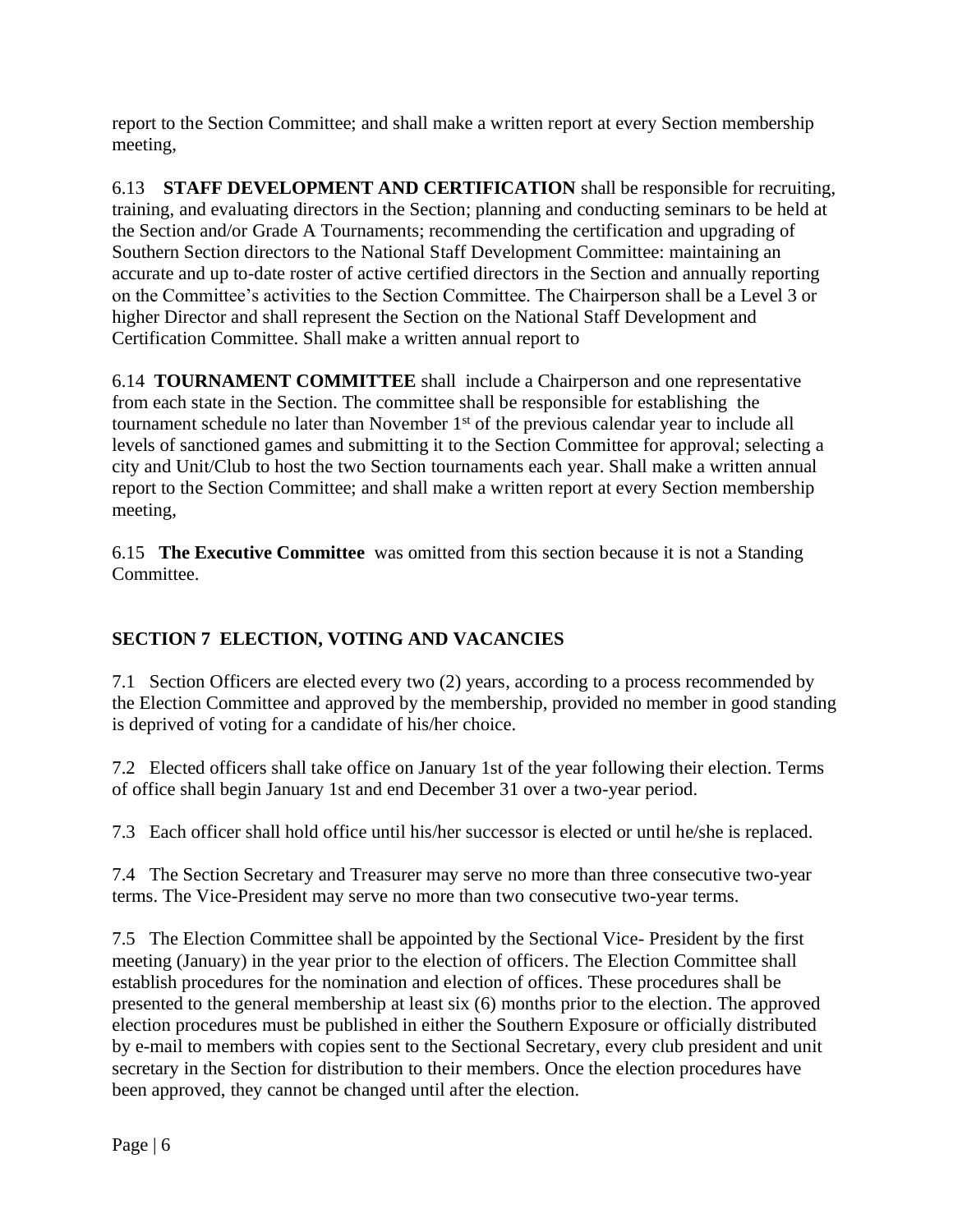report to the Section Committee; and shall make a written report at every Section membership meeting,

6.13 **STAFF DEVELOPMENT AND CERTIFICATION** shall be responsible for recruiting, training, and evaluating directors in the Section; planning and conducting seminars to be held at the Section and/or Grade A Tournaments; recommending the certification and upgrading of Southern Section directors to the National Staff Development Committee: maintaining an accurate and up-to-date roster of active certified directors in the Section and annually reporting on the Committee's activities to the Section Committee. The Chairperson shall be a Level 3 or higher Director and shall represent the Section on the National Staff Development and Certification Committee. Shall make a written annual report to

6.14 **TOURNAMENT COMMITTEE** shall include a Chairperson and one representative from each state in the Section. The committee shall be responsible for establishing the tournament schedule no later than November 1st of the previous calendar year to include all levels of sanctioned games and submitting it to the Section Committee for approval; selecting a city and Unit/Club to host the two Section tournaments each year. Shall make a written annual report to the Section Committee; and shall make a written report at every Section membership meeting,

6.15 **The Executive Committee** was omitted from this section because it is not a Standing Committee.

## SECTION 7 ELECTION, VOTING AND VACANCIES

7.1 Section Officers are elected every two (2) years, according to a process recommended by the Election Committee and approved by the membership, provided no member in good standing is deprived of voting for a candidate of his/her choice.

7.2 Elected officers shall take office on January 1st of the year following their election. Terms of office shall begin January 1st and end December 31 over a two-year period.

7.3 Each officer shall hold office until his/her successor is elected or until he/she is replaced.

7.4 The Section Secretary and Treasurer may serve no more than three consecutive two-year terms. The Vice-President may serve no more than two consecutive two-year terms.

7.5 The Election Committee shall be appointed by the Sectional Vice- President by the first meeting (January) in the year prior to the election of officers. The Election Committee shall establish procedures for the nomination and election of offices. These procedures shall be presented to the general membership at least six (6) months prior to the election. The approved election procedures must be published in either the Southern Exposure or officially distributed by e-mail to members with copies sent to the Sectional Secretary, every club president and unit secretary in the Section for distribution to their members. Once the election procedures have been approved, they cannot be changed until after the election.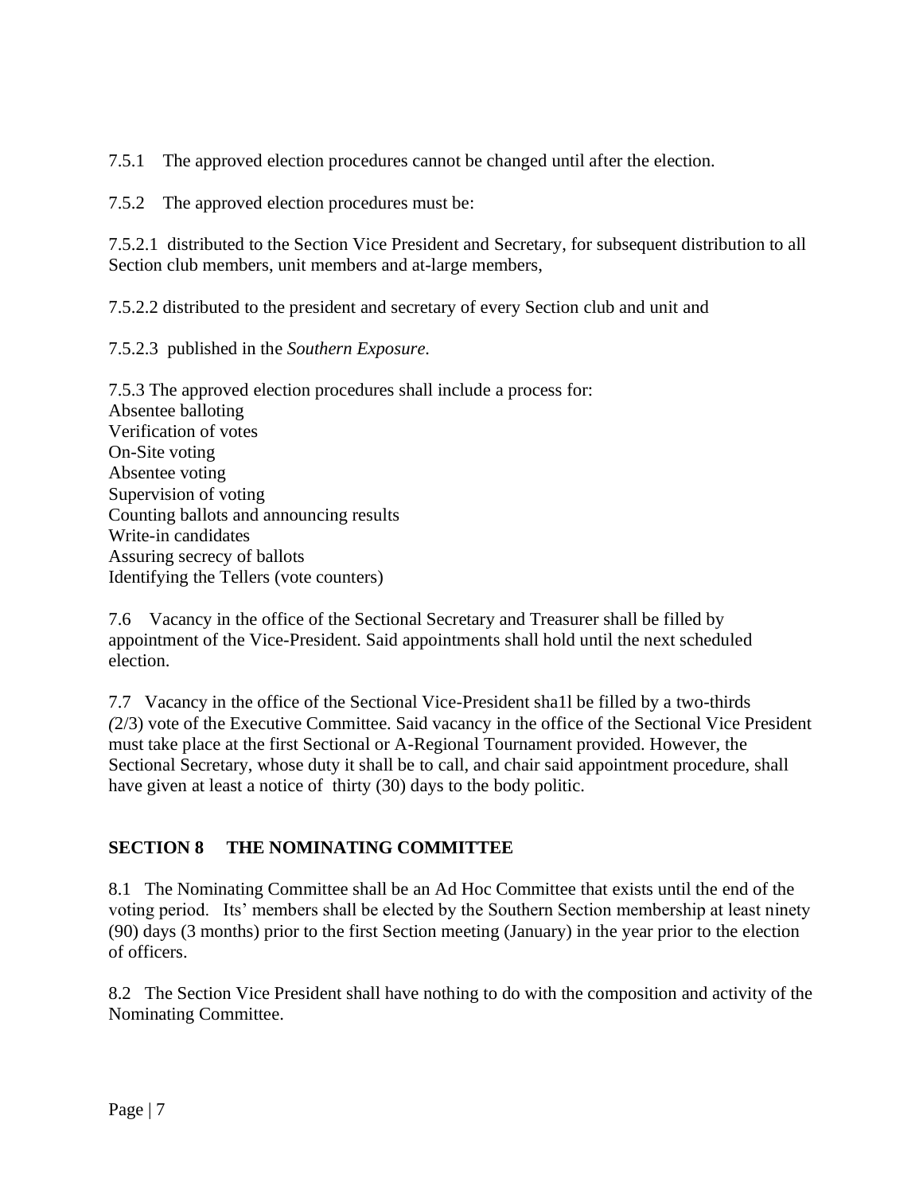7.5.1 The approved election procedures cannot be changed until after the election.

7.5.2 The approved election procedures must be:

7.5.2.1 distributed to the Section Vice President and Secretary, for subsequent distribution to all Section club members, unit members and at-large members,

7.5.2.2 distributed to the president and secretary of every Section club and unit and

7.5.2.3 published in the *Southern Exposure*.

7.5.3 The approved election procedures shall include a process for:
Absentee balloting
Verification of votes
On-Site voting
Absentee voting
Supervision of voting
Counting ballots and announcing results
Write-in candidates
Assuring secrecy of ballots
Identifying the Tellers (vote counters)

7.6 Vacancy in the office of the Sectional Secretary and Treasurer shall be filled by appointment of the Vice-President. Said appointments shall hold until the next scheduled election.

7.7 Vacancy in the office of the Sectional Vice-President sha1l be filled by a two-thirds (2/3) vote of the Executive Committee. Said vacancy in the office of the Sectional Vice President must take place at the first Sectional or A-Regional Tournament provided. However, the Sectional Secretary, whose duty it shall be to call, and chair said appointment procedure, shall have given at least a notice of thirty (30) days to the body politic.

## SECTION 8 THE NOMINATING COMMITTEE

8.1 The Nominating Committee shall be an Ad Hoc Committee that exists until the end of the voting period. Its' members shall be elected by the Southern Section membership at least ninety (90) days (3 months) prior to the first Section meeting (January) in the year prior to the election of officers.

8.2 The Section Vice President shall have nothing to do with the composition and activity of the Nominating Committee.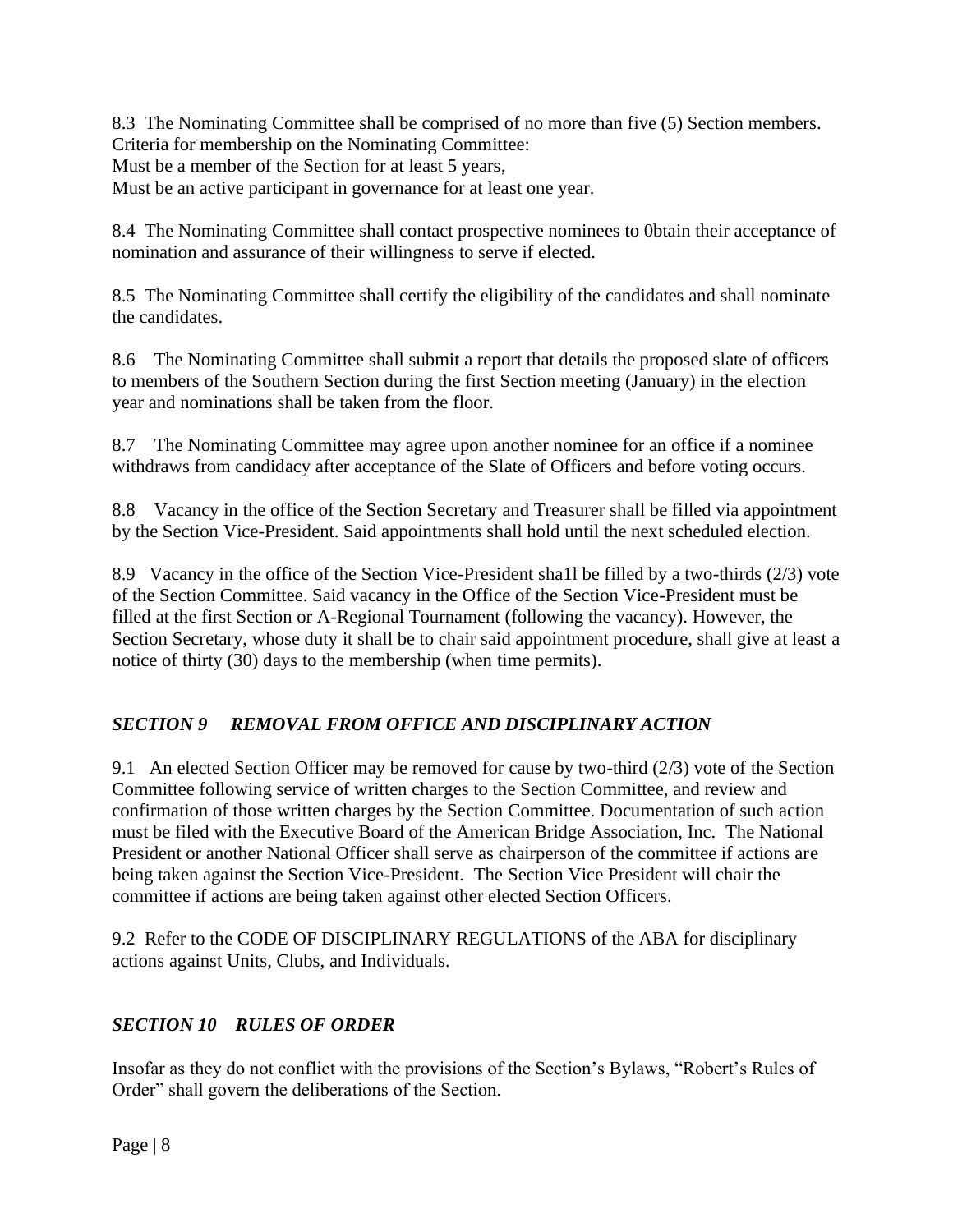8.3 The Nominating Committee shall be comprised of no more than five (5) Section members.
Criteria for membership on the Nominating Committee:
Must be a member of the Section for at least 5 years,
Must be an active participant in governance for at least one year.

8.4 The Nominating Committee shall contact prospective nominees to 0btain their acceptance of nomination and assurance of their willingness to serve if elected.

8.5 The Nominating Committee shall certify the eligibility of the candidates and shall nominate the candidates.

8.6 The Nominating Committee shall submit a report that details the proposed slate of officers to members of the Southern Section during the first Section meeting (January) in the election year and nominations shall be taken from the floor.

8.7 The Nominating Committee may agree upon another nominee for an office if a nominee withdraws from candidacy after acceptance of the Slate of Officers and before voting occurs.

8.8 Vacancy in the office of the Section Secretary and Treasurer shall be filled via appointment by the Section Vice-President. Said appointments shall hold until the next scheduled election.

8.9 Vacancy in the office of the Section Vice-President sha1l be filled by a two-thirds (2/3) vote of the Section Committee. Said vacancy in the Office of the Section Vice-President must be filled at the first Section or A-Regional Tournament (following the vacancy). However, the Section Secretary, whose duty it shall be to chair said appointment procedure, shall give at least a notice of thirty (30) days to the membership (when time permits).

## *SECTION 9 REMOVAL FROM OFFICE AND DISCIPLINARY ACTION*

9.1 An elected Section Officer may be removed for cause by two-third (2/3) vote of the Section Committee following service of written charges to the Section Committee, and review and confirmation of those written charges by the Section Committee. Documentation of such action must be filed with the Executive Board of the American Bridge Association, Inc. The National President or another National Officer shall serve as chairperson of the committee if actions are being taken against the Section Vice-President. The Section Vice President will chair the committee if actions are being taken against other elected Section Officers.

9.2 Refer to the CODE OF DISCIPLINARY REGULATIONS of the ABA for disciplinary actions against Units, Clubs, and Individuals.

## *SECTION 10 RULES OF ORDER*

Insofar as they do not conflict with the provisions of the Section's Bylaws, "Robert's Rules of Order" shall govern the deliberations of the Section.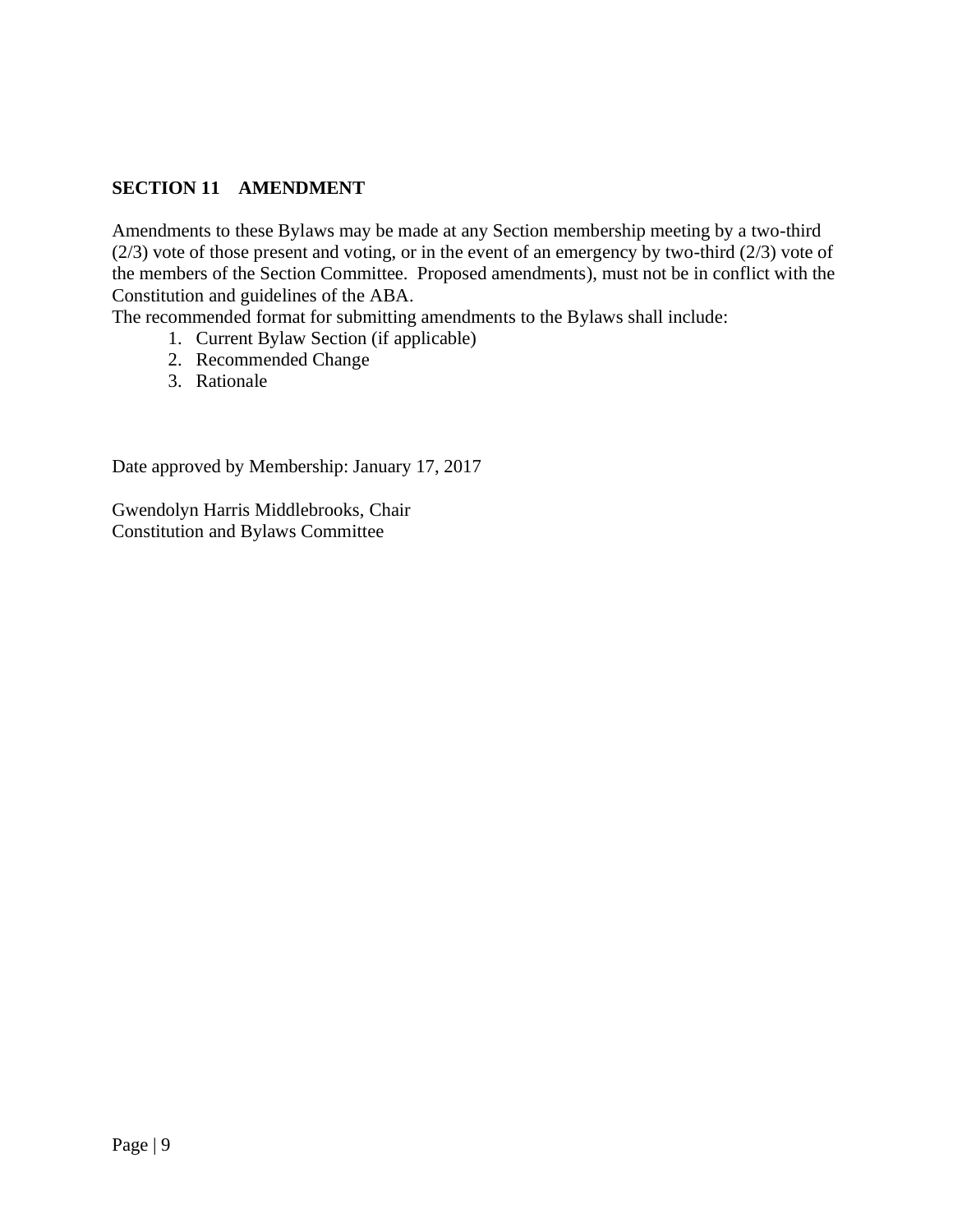## SECTION 11 AMENDMENT

Amendments to these Bylaws may be made at any Section membership meeting by a two-third (2/3) vote of those present and voting, or in the event of an emergency by two-third (2/3) vote of the members of the Section Committee. Proposed amendments), must not be in conflict with the Constitution and guidelines of the ABA.

The recommended format for submitting amendments to the Bylaws shall include:

1. Current Bylaw Section (if applicable)
2. Recommended Change
3. Rationale

Date approved by Membership: January 17, 2017

Gwendolyn Harris Middlebrooks, Chair
Constitution and Bylaws Committee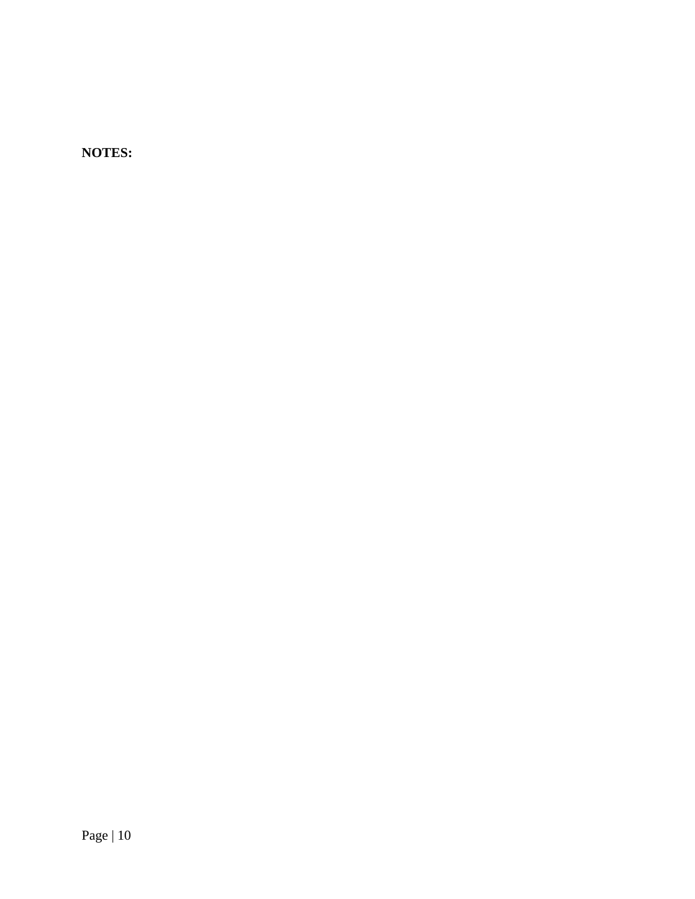**NOTES:**